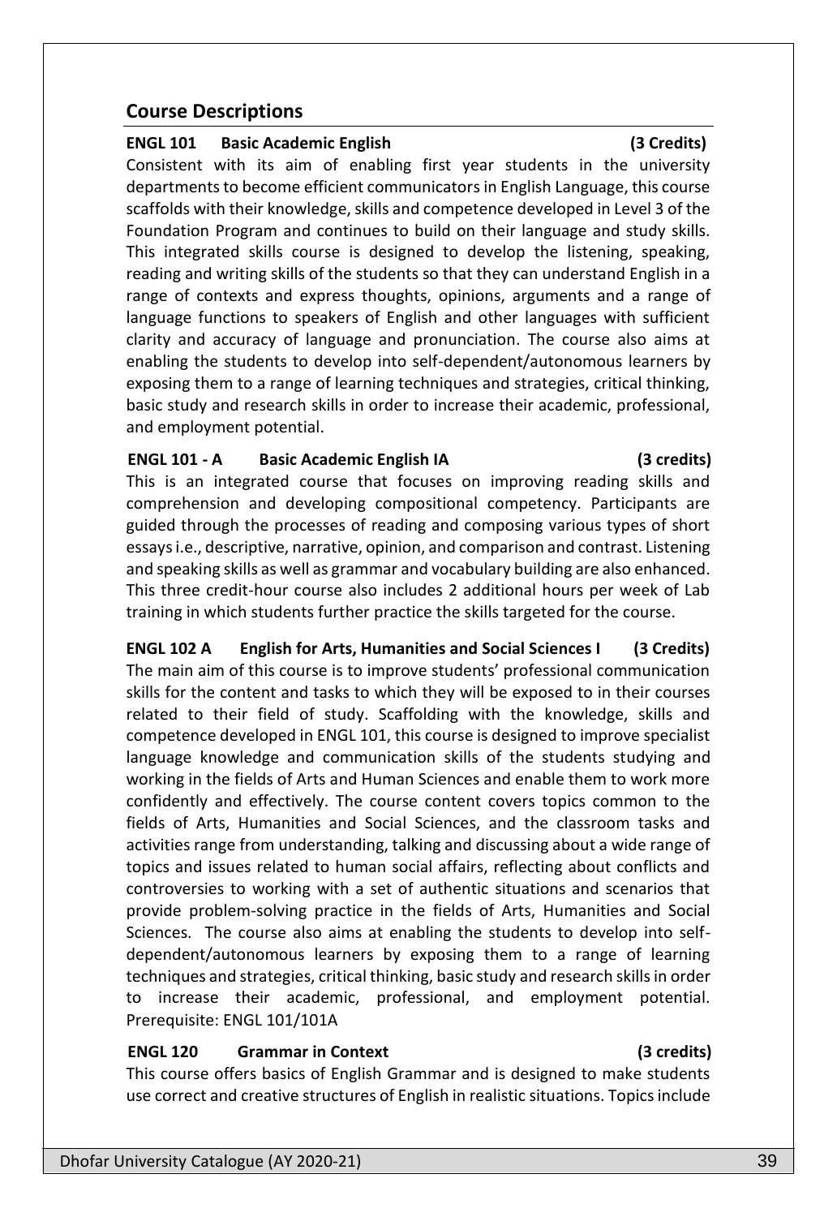## Course Descriptions

**ENGL 101 Basic Academic English (3 Credits)**

Consistent with its aim of enabling first year students in the university departments to become efficient communicators in English Language, this course scaffolds with their knowledge, skills and competence developed in Level 3 of the Foundation Program and continues to build on their language and study skills. This integrated skills course is designed to develop the listening, speaking, reading and writing skills of the students so that they can understand English in a range of contexts and express thoughts, opinions, arguments and a range of language functions to speakers of English and other languages with sufficient clarity and accuracy of language and pronunciation. The course also aims at enabling the students to develop into self-dependent/autonomous learners by exposing them to a range of learning techniques and strategies, critical thinking, basic study and research skills in order to increase their academic, professional, and employment potential.

**ENGL 101 - A Basic Academic English IA (3 credits)**

This is an integrated course that focuses on improving reading skills and comprehension and developing compositional competency. Participants are guided through the processes of reading and composing various types of short essays i.e., descriptive, narrative, opinion, and comparison and contrast. Listening and speaking skills as well as grammar and vocabulary building are also enhanced. This three credit-hour course also includes 2 additional hours per week of Lab training in which students further practice the skills targeted for the course.

**ENGL 102 A English for Arts, Humanities and Social Sciences I (3 Credits)**

The main aim of this course is to improve students' professional communication skills for the content and tasks to which they will be exposed to in their courses related to their field of study. Scaffolding with the knowledge, skills and competence developed in ENGL 101, this course is designed to improve specialist language knowledge and communication skills of the students studying and working in the fields of Arts and Human Sciences and enable them to work more confidently and effectively. The course content covers topics common to the fields of Arts, Humanities and Social Sciences, and the classroom tasks and activities range from understanding, talking and discussing about a wide range of topics and issues related to human social affairs, reflecting about conflicts and controversies to working with a set of authentic situations and scenarios that provide problem-solving practice in the fields of Arts, Humanities and Social Sciences. The course also aims at enabling the students to develop into self-dependent/autonomous learners by exposing them to a range of learning techniques and strategies, critical thinking, basic study and research skills in order to increase their academic, professional, and employment potential. Prerequisite: ENGL 101/101A

**ENGL 120 Grammar in Context (3 credits)**

This course offers basics of English Grammar and is designed to make students use correct and creative structures of English in realistic situations. Topics include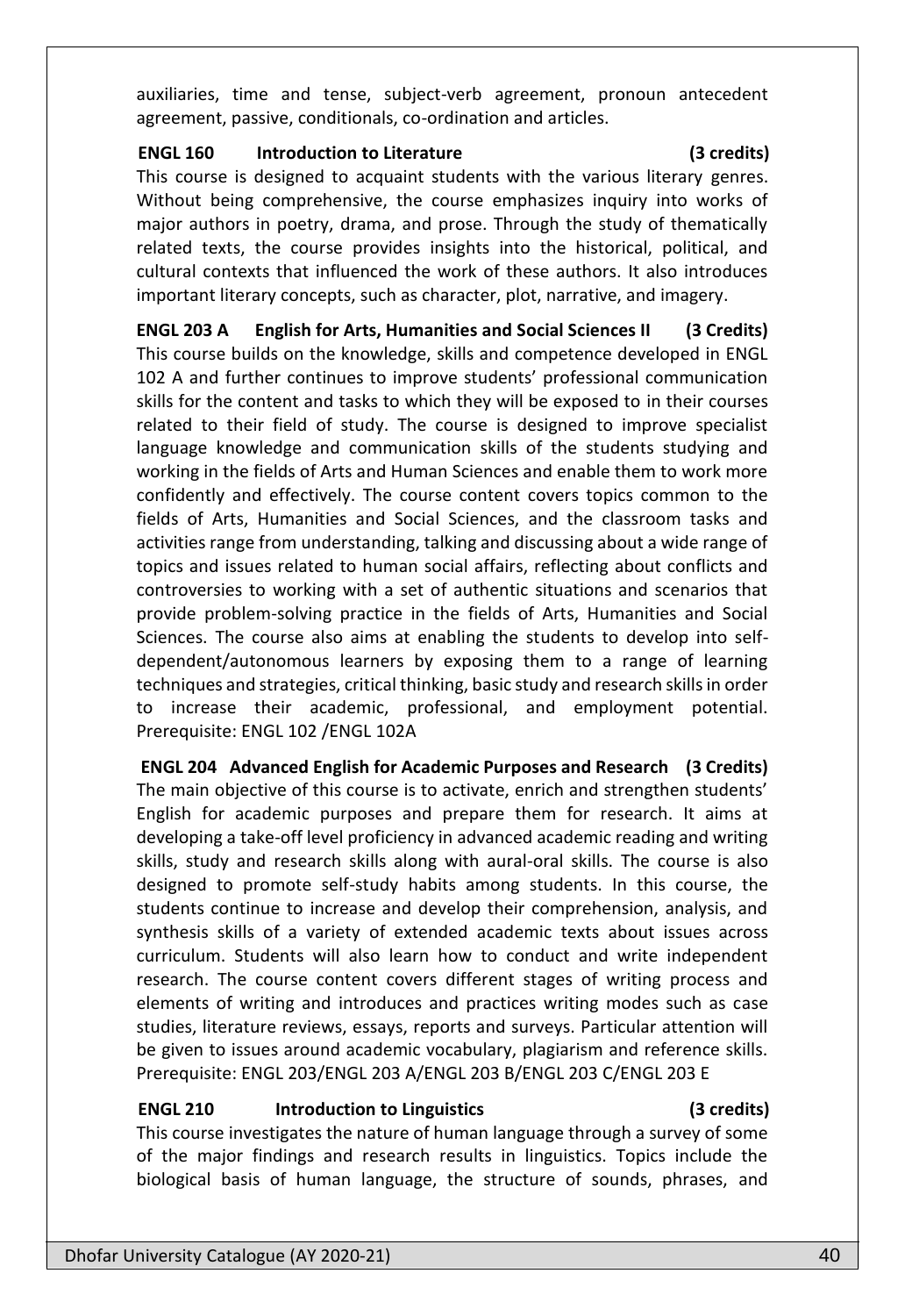auxiliaries, time and tense, subject-verb agreement, pronoun antecedent agreement, passive, conditionals, co-ordination and articles.

**ENGL 160 Introduction to Literature (3 credits)**

This course is designed to acquaint students with the various literary genres. Without being comprehensive, the course emphasizes inquiry into works of major authors in poetry, drama, and prose. Through the study of thematically related texts, the course provides insights into the historical, political, and cultural contexts that influenced the work of these authors. It also introduces important literary concepts, such as character, plot, narrative, and imagery.

**ENGL 203 A English for Arts, Humanities and Social Sciences II (3 Credits)**

This course builds on the knowledge, skills and competence developed in ENGL 102 A and further continues to improve students' professional communication skills for the content and tasks to which they will be exposed to in their courses related to their field of study. The course is designed to improve specialist language knowledge and communication skills of the students studying and working in the fields of Arts and Human Sciences and enable them to work more confidently and effectively. The course content covers topics common to the fields of Arts, Humanities and Social Sciences, and the classroom tasks and activities range from understanding, talking and discussing about a wide range of topics and issues related to human social affairs, reflecting about conflicts and controversies to working with a set of authentic situations and scenarios that provide problem-solving practice in the fields of Arts, Humanities and Social Sciences. The course also aims at enabling the students to develop into self-dependent/autonomous learners by exposing them to a range of learning techniques and strategies, critical thinking, basic study and research skills in order to increase their academic, professional, and employment potential. Prerequisite: ENGL 102 /ENGL 102A

**ENGL 204 Advanced English for Academic Purposes and Research (3 Credits)**

The main objective of this course is to activate, enrich and strengthen students' English for academic purposes and prepare them for research. It aims at developing a take-off level proficiency in advanced academic reading and writing skills, study and research skills along with aural-oral skills. The course is also designed to promote self-study habits among students. In this course, the students continue to increase and develop their comprehension, analysis, and synthesis skills of a variety of extended academic texts about issues across curriculum. Students will also learn how to conduct and write independent research. The course content covers different stages of writing process and elements of writing and introduces and practices writing modes such as case studies, literature reviews, essays, reports and surveys. Particular attention will be given to issues around academic vocabulary, plagiarism and reference skills. Prerequisite: ENGL 203/ENGL 203 A/ENGL 203 B/ENGL 203 C/ENGL 203 E

**ENGL 210 Introduction to Linguistics (3 credits)**

This course investigates the nature of human language through a survey of some of the major findings and research results in linguistics. Topics include the biological basis of human language, the structure of sounds, phrases, and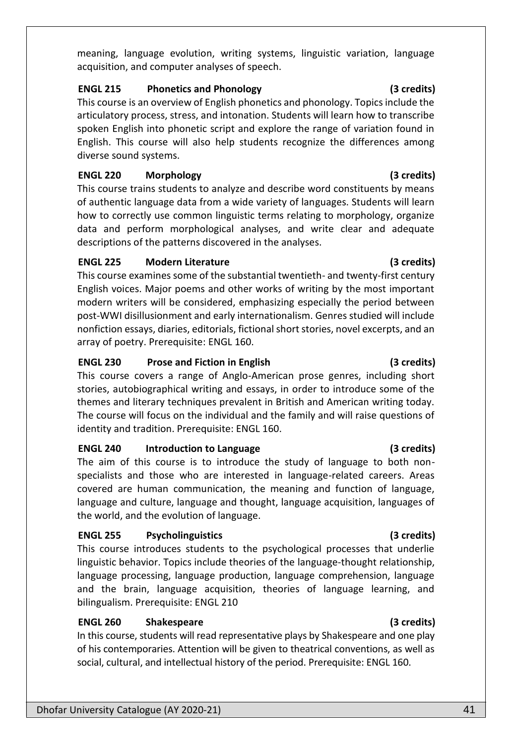meaning, language evolution, writing systems, linguistic variation, language acquisition, and computer analyses of speech.

**ENGL 215 Phonetics and Phonology (3 credits)**

This course is an overview of English phonetics and phonology. Topics include the articulatory process, stress, and intonation. Students will learn how to transcribe spoken English into phonetic script and explore the range of variation found in English. This course will also help students recognize the differences among diverse sound systems.

**ENGL 220 Morphology (3 credits)**

This course trains students to analyze and describe word constituents by means of authentic language data from a wide variety of languages. Students will learn how to correctly use common linguistic terms relating to morphology, organize data and perform morphological analyses, and write clear and adequate descriptions of the patterns discovered in the analyses.

**ENGL 225 Modern Literature (3 credits)**

This course examines some of the substantial twentieth- and twenty-first century English voices. Major poems and other works of writing by the most important modern writers will be considered, emphasizing especially the period between post-WWI disillusionment and early internationalism. Genres studied will include nonfiction essays, diaries, editorials, fictional short stories, novel excerpts, and an array of poetry. Prerequisite: ENGL 160.

**ENGL 230 Prose and Fiction in English (3 credits)**

This course covers a range of Anglo-American prose genres, including short stories, autobiographical writing and essays, in order to introduce some of the themes and literary techniques prevalent in British and American writing today. The course will focus on the individual and the family and will raise questions of identity and tradition. Prerequisite: ENGL 160.

**ENGL 240 Introduction to Language (3 credits)**

The aim of this course is to introduce the study of language to both non-specialists and those who are interested in language-related careers. Areas covered are human communication, the meaning and function of language, language and culture, language and thought, language acquisition, languages of the world, and the evolution of language.

**ENGL 255 Psycholinguistics (3 credits)**

This course introduces students to the psychological processes that underlie linguistic behavior. Topics include theories of the language-thought relationship, language processing, language production, language comprehension, language and the brain, language acquisition, theories of language learning, and bilingualism. Prerequisite: ENGL 210

**ENGL 260 Shakespeare (3 credits)**

In this course, students will read representative plays by Shakespeare and one play of his contemporaries. Attention will be given to theatrical conventions, as well as social, cultural, and intellectual history of the period. Prerequisite: ENGL 160.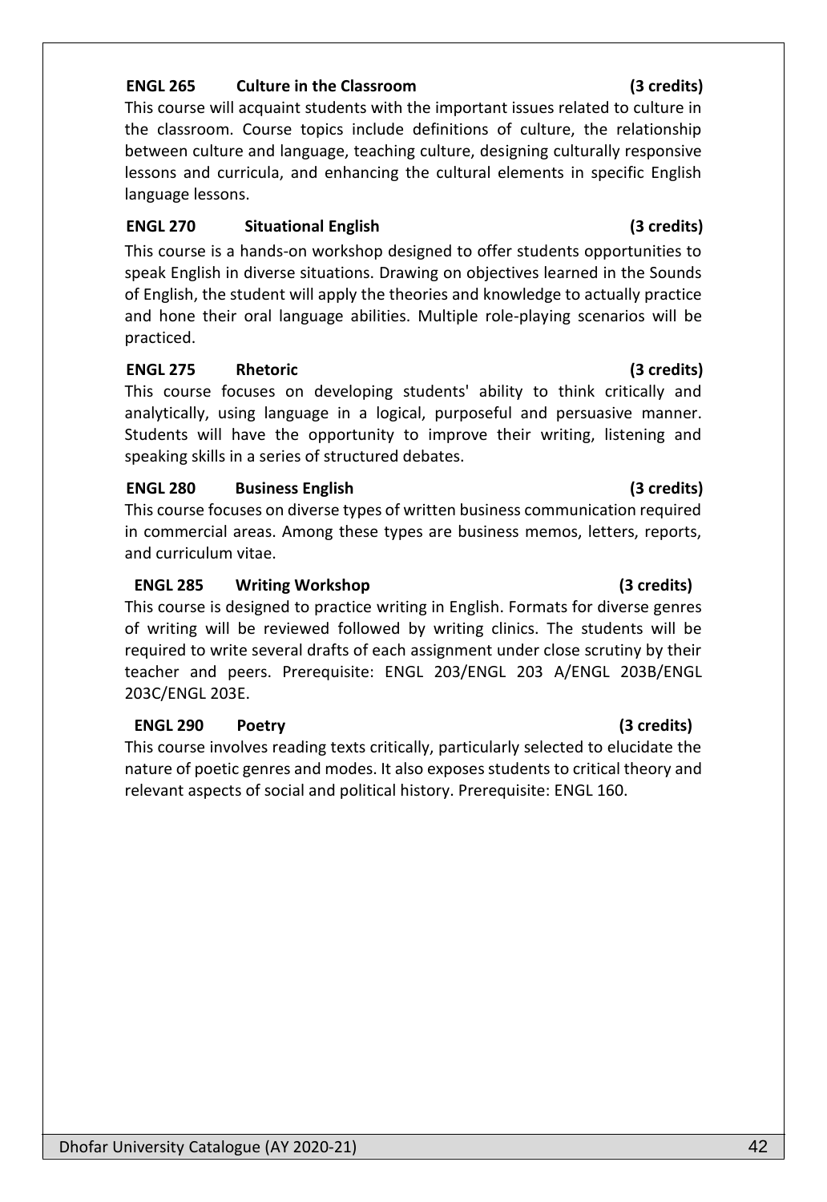**ENGL 265 Culture in the Classroom (3 credits)**

This course will acquaint students with the important issues related to culture in the classroom. Course topics include definitions of culture, the relationship between culture and language, teaching culture, designing culturally responsive lessons and curricula, and enhancing the cultural elements in specific English language lessons.

**ENGL 270 Situational English (3 credits)**

This course is a hands-on workshop designed to offer students opportunities to speak English in diverse situations. Drawing on objectives learned in the Sounds of English, the student will apply the theories and knowledge to actually practice and hone their oral language abilities. Multiple role-playing scenarios will be practiced.

**ENGL 275 Rhetoric (3 credits)**

This course focuses on developing students' ability to think critically and analytically, using language in a logical, purposeful and persuasive manner. Students will have the opportunity to improve their writing, listening and speaking skills in a series of structured debates.

**ENGL 280 Business English (3 credits)**

This course focuses on diverse types of written business communication required in commercial areas. Among these types are business memos, letters, reports, and curriculum vitae.

**ENGL 285 Writing Workshop (3 credits)**

This course is designed to practice writing in English. Formats for diverse genres of writing will be reviewed followed by writing clinics. The students will be required to write several drafts of each assignment under close scrutiny by their teacher and peers. Prerequisite: ENGL 203/ENGL 203 A/ENGL 203B/ENGL 203C/ENGL 203E.

**ENGL 290 Poetry (3 credits)**

This course involves reading texts critically, particularly selected to elucidate the nature of poetic genres and modes. It also exposes students to critical theory and relevant aspects of social and political history. Prerequisite: ENGL 160.